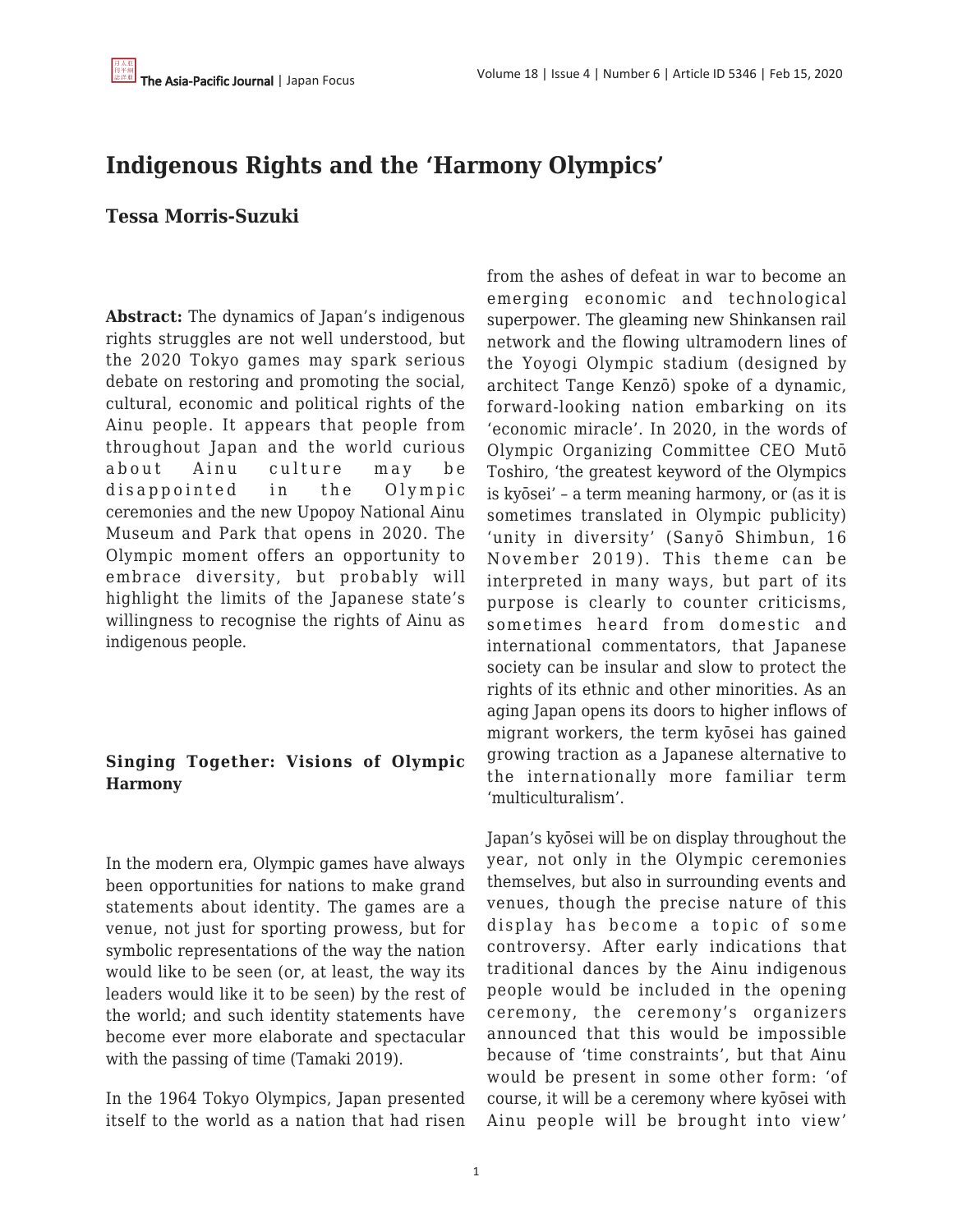# Indigenous Rights and the 'Harmony Olympics'

## Tessa Morris-Suzuki

**Abstract:** The dynamics of Japan's indigenous rights struggles are not well understood, but the 2020 Tokyo games may spark serious debate on restoring and promoting the social, cultural, economic and political rights of the Ainu people. It appears that people from throughout Japan and the world curious about Ainu culture may be disappointed in the Olympic ceremonies and the new Upopoy National Ainu Museum and Park that opens in 2020. The Olympic moment offers an opportunity to embrace diversity, but probably will highlight the limits of the Japanese state's willingness to recognise the rights of Ainu as indigenous people.

### Singing Together: Visions of Olympic Harmony

In the modern era, Olympic games have always been opportunities for nations to make grand statements about identity. The games are a venue, not just for sporting prowess, but for symbolic representations of the way the nation would like to be seen (or, at least, the way its leaders would like it to be seen) by the rest of the world; and such identity statements have become ever more elaborate and spectacular with the passing of time (Tamaki 2019).

In the 1964 Tokyo Olympics, Japan presented itself to the world as a nation that had risen from the ashes of defeat in war to become an emerging economic and technological superpower. The gleaming new Shinkansen rail network and the flowing ultramodern lines of the Yoyogi Olympic stadium (designed by architect Tange Kenzō) spoke of a dynamic, forward-looking nation embarking on its 'economic miracle'. In 2020, in the words of Olympic Organizing Committee CEO Mutō Toshiro, 'the greatest keyword of the Olympics is kyōsei' – a term meaning harmony, or (as it is sometimes translated in Olympic publicity) 'unity in diversity' (Sanyō Shimbun, 16 November 2019). This theme can be interpreted in many ways, but part of its purpose is clearly to counter criticisms, sometimes heard from domestic and international commentators, that Japanese society can be insular and slow to protect the rights of its ethnic and other minorities. As an aging Japan opens its doors to higher inflows of migrant workers, the term kyōsei has gained growing traction as a Japanese alternative to the internationally more familiar term 'multiculturalism'.

Japan's kyōsei will be on display throughout the year, not only in the Olympic ceremonies themselves, but also in surrounding events and venues, though the precise nature of this display has become a topic of some controversy. After early indications that traditional dances by the Ainu indigenous people would be included in the opening ceremony, the ceremony's organizers announced that this would be impossible because of 'time constraints', but that Ainu would be present in some other form: 'of course, it will be a ceremony where kyōsei with Ainu people will be brought into view'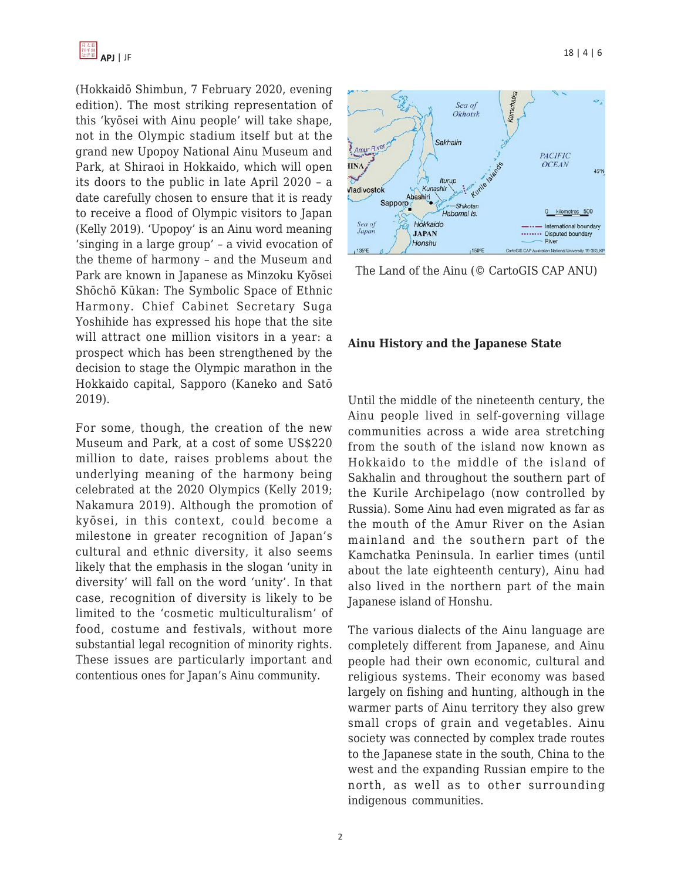(Hokkaidō Shimbun, 7 February 2020, evening edition). The most striking representation of this 'kyōsei with Ainu people' will take shape, not in the Olympic stadium itself but at the grand new Upopoy National Ainu Museum and Park, at Shiraoi in Hokkaido, which will open its doors to the public in late April 2020 – a date carefully chosen to ensure that it is ready to receive a flood of Olympic visitors to Japan (Kelly 2019). 'Upopoy' is an Ainu word meaning 'singing in a large group' – a vivid evocation of the theme of harmony – and the Museum and Park are known in Japanese as Minzoku Kyōsei Shōchō Kūkan: The Symbolic Space of Ethnic Harmony. Chief Cabinet Secretary Suga Yoshihide has expressed his hope that the site will attract one million visitors in a year: a prospect which has been strengthened by the decision to stage the Olympic marathon in the Hokkaido capital, Sapporo (Kaneko and Satō 2019).

For some, though, the creation of the new Museum and Park, at a cost of some US$220 million to date, raises problems about the underlying meaning of the harmony being celebrated at the 2020 Olympics (Kelly 2019; Nakamura 2019). Although the promotion of kyōsei, in this context, could become a milestone in greater recognition of Japan's cultural and ethnic diversity, it also seems likely that the emphasis in the slogan 'unity in diversity' will fall on the word 'unity'. In that case, recognition of diversity is likely to be limited to the 'cosmetic multiculturalism' of food, costume and festivals, without more substantial legal recognition of minority rights. These issues are particularly important and contentious ones for Japan's Ainu community.

The Land of the Ainu (© CartoGIS CAP ANU)

## Ainu History and the Japanese State

Until the middle of the nineteenth century, the Ainu people lived in self-governing village communities across a wide area stretching from the south of the island now known as Hokkaido to the middle of the island of Sakhalin and throughout the southern part of the Kurile Archipelago (now controlled by Russia). Some Ainu had even migrated as far as the mouth of the Amur River on the Asian mainland and the southern part of the Kamchatka Peninsula. In earlier times (until about the late eighteenth century), Ainu had also lived in the northern part of the main Japanese island of Honshu.

The various dialects of the Ainu language are completely different from Japanese, and Ainu people had their own economic, cultural and religious systems. Their economy was based largely on fishing and hunting, although in the warmer parts of Ainu territory they also grew small crops of grain and vegetables. Ainu society was connected by complex trade routes to the Japanese state in the south, China to the west and the expanding Russian empire to the north, as well as to other surrounding indigenous communities.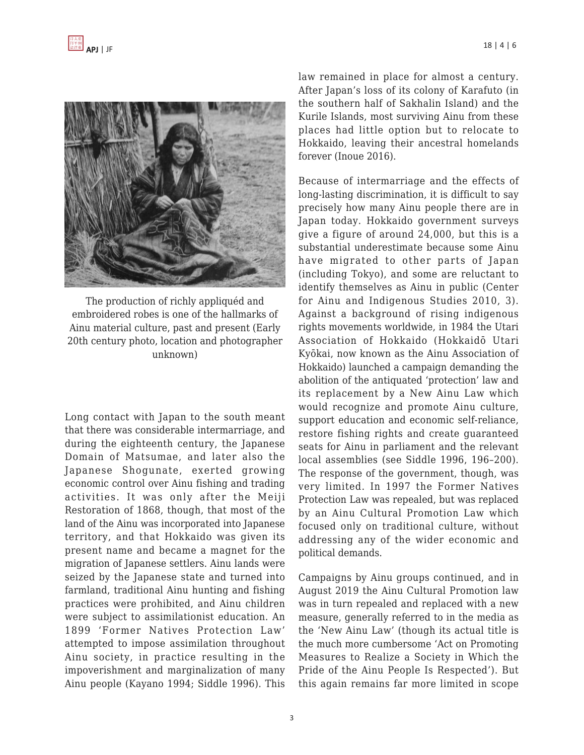The production of richly appliquéd and embroidered robes is one of the hallmarks of Ainu material culture, past and present (Early 20th century photo, location and photographer unknown)

Long contact with Japan to the south meant that there was considerable intermarriage, and during the eighteenth century, the Japanese Domain of Matsumae, and later also the Japanese Shogunate, exerted growing economic control over Ainu fishing and trading activities. It was only after the Meiji Restoration of 1868, though, that most of the land of the Ainu was incorporated into Japanese territory, and that Hokkaido was given its present name and became a magnet for the migration of Japanese settlers. Ainu lands were seized by the Japanese state and turned into farmland, traditional Ainu hunting and fishing practices were prohibited, and Ainu children were subject to assimilationist education. An 1899 'Former Natives Protection Law' attempted to impose assimilation throughout Ainu society, in practice resulting in the impoverishment and marginalization of many Ainu people (Kayano 1994; Siddle 1996). This law remained in place for almost a century. After Japan's loss of its colony of Karafuto (in the southern half of Sakhalin Island) and the Kurile Islands, most surviving Ainu from these places had little option but to relocate to Hokkaido, leaving their ancestral homelands forever (Inoue 2016).

Because of intermarriage and the effects of long-lasting discrimination, it is difficult to say precisely how many Ainu people there are in Japan today. Hokkaido government surveys give a figure of around 24,000, but this is a substantial underestimate because some Ainu have migrated to other parts of Japan (including Tokyo), and some are reluctant to identify themselves as Ainu in public (Center for Ainu and Indigenous Studies 2010, 3). Against a background of rising indigenous rights movements worldwide, in 1984 the Utari Association of Hokkaido (Hokkaidō Utari Kyōkai, now known as the Ainu Association of Hokkaido) launched a campaign demanding the abolition of the antiquated 'protection' law and its replacement by a New Ainu Law which would recognize and promote Ainu culture, support education and economic self-reliance, restore fishing rights and create guaranteed seats for Ainu in parliament and the relevant local assemblies (see Siddle 1996, 196–200). The response of the government, though, was very limited. In 1997 the Former Natives Protection Law was repealed, but was replaced by an Ainu Cultural Promotion Law which focused only on traditional culture, without addressing any of the wider economic and political demands.

Campaigns by Ainu groups continued, and in August 2019 the Ainu Cultural Promotion law was in turn repealed and replaced with a new measure, generally referred to in the media as the 'New Ainu Law' (though its actual title is the much more cumbersome 'Act on Promoting Measures to Realize a Society in Which the Pride of the Ainu People Is Respected'). But this again remains far more limited in scope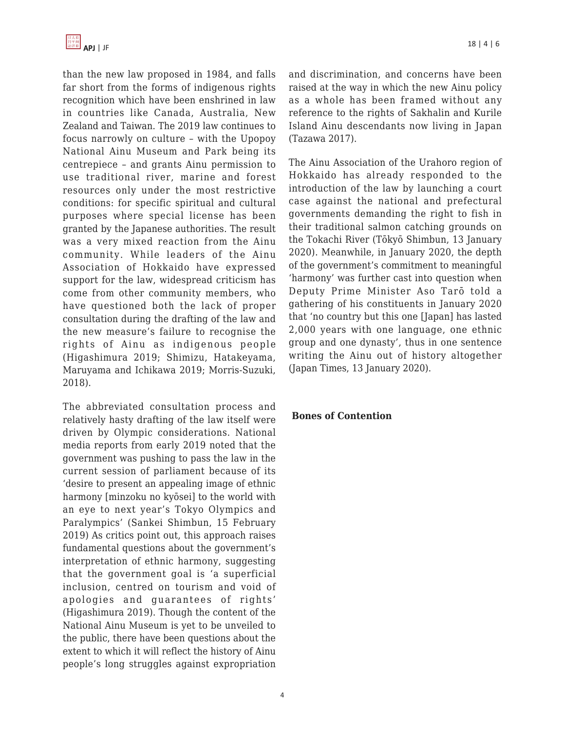than the new law proposed in 1984, and falls far short from the forms of indigenous rights recognition which have been enshrined in law in countries like Canada, Australia, New Zealand and Taiwan. The 2019 law continues to focus narrowly on culture – with the Upopoy National Ainu Museum and Park being its centrepiece – and grants Ainu permission to use traditional river, marine and forest resources only under the most restrictive conditions: for specific spiritual and cultural purposes where special license has been granted by the Japanese authorities. The result was a very mixed reaction from the Ainu community. While leaders of the Ainu Association of Hokkaido have expressed support for the law, widespread criticism has come from other community members, who have questioned both the lack of proper consultation during the drafting of the law and the new measure's failure to recognise the rights of Ainu as indigenous people (Higashimura 2019; Shimizu, Hatakeyama, Maruyama and Ichikawa 2019; Morris-Suzuki, 2018).

The abbreviated consultation process and relatively hasty drafting of the law itself were driven by Olympic considerations. National media reports from early 2019 noted that the government was pushing to pass the law in the current session of parliament because of its 'desire to present an appealing image of ethnic harmony [minzoku no kyōsei] to the world with an eye to next year's Tokyo Olympics and Paralympics' (Sankei Shimbun, 15 February 2019) As critics point out, this approach raises fundamental questions about the government's interpretation of ethnic harmony, suggesting that the government goal is 'a superficial inclusion, centred on tourism and void of apologies and guarantees of rights' (Higashimura 2019). Though the content of the National Ainu Museum is yet to be unveiled to the public, there have been questions about the extent to which it will reflect the history of Ainu people's long struggles against expropriation and discrimination, and concerns have been raised at the way in which the new Ainu policy as a whole has been framed without any reference to the rights of Sakhalin and Kurile Island Ainu descendants now living in Japan (Tazawa 2017).

The Ainu Association of the Urahoro region of Hokkaido has already responded to the introduction of the law by launching a court case against the national and prefectural governments demanding the right to fish in their traditional salmon catching grounds on the Tokachi River (Tōkyō Shimbun, 13 January 2020). Meanwhile, in January 2020, the depth of the government's commitment to meaningful 'harmony' was further cast into question when Deputy Prime Minister Aso Tarō told a gathering of his constituents in January 2020 that 'no country but this one [Japan] has lasted 2,000 years with one language, one ethnic group and one dynasty', thus in one sentence writing the Ainu out of history altogether (Japan Times, 13 January 2020).

**Bones of Contention**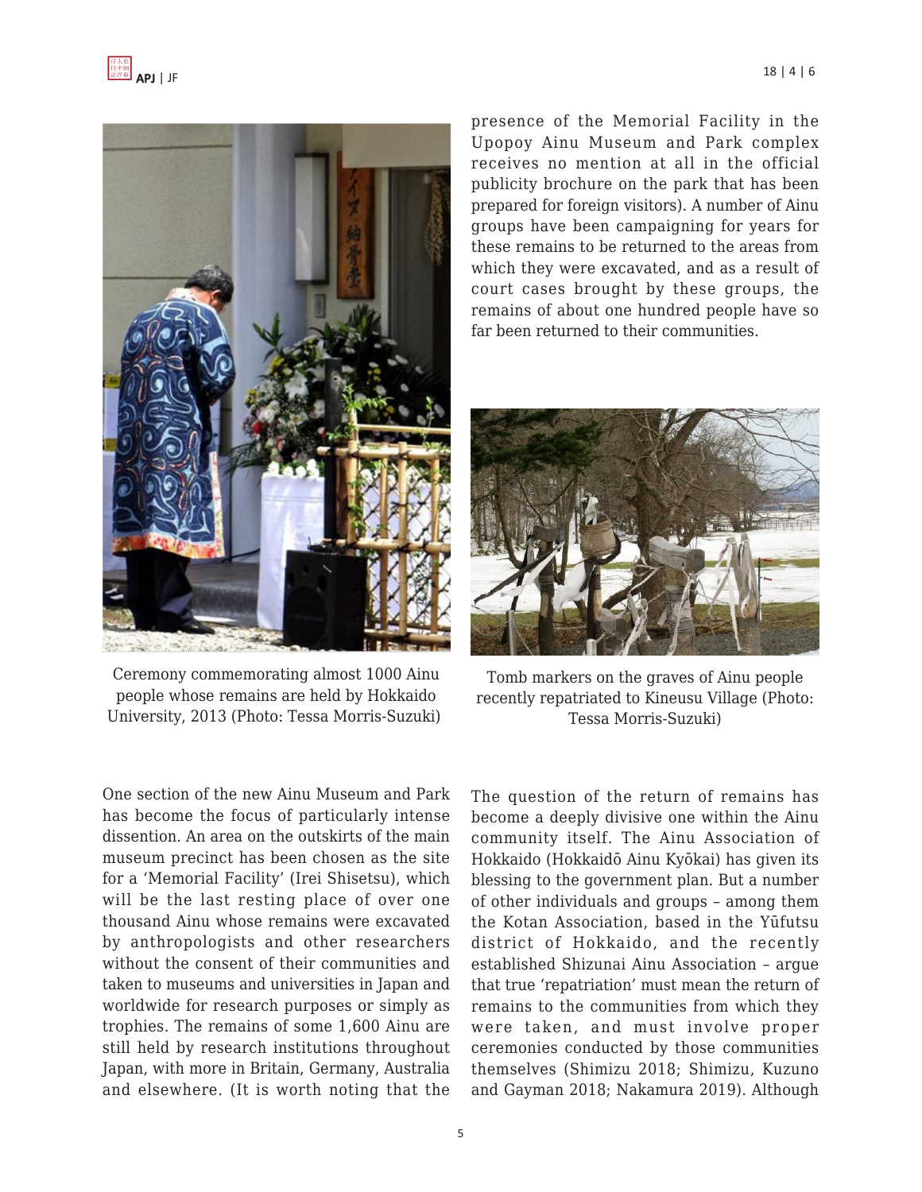Ceremony commemorating almost 1000 Ainu people whose remains are held by Hokkaido University, 2013 (Photo: Tessa Morris-Suzuki)

Tomb markers on the graves of Ainu people recently repatriated to Kineusu Village (Photo: Tessa Morris-Suzuki)

One section of the new Ainu Museum and Park has become the focus of particularly intense dissention. An area on the outskirts of the main museum precinct has been chosen as the site for a 'Memorial Facility' (Irei Shisetsu), which will be the last resting place of over one thousand Ainu whose remains were excavated by anthropologists and other researchers without the consent of their communities and taken to museums and universities in Japan and worldwide for research purposes or simply as trophies. The remains of some 1,600 Ainu are still held by research institutions throughout Japan, with more in Britain, Germany, Australia and elsewhere. (It is worth noting that the presence of the Memorial Facility in the Upopoy Ainu Museum and Park complex receives no mention at all in the official publicity brochure on the park that has been prepared for foreign visitors). A number of Ainu groups have been campaigning for years for these remains to be returned to the areas from which they were excavated, and as a result of court cases brought by these groups, the remains of about one hundred people have so far been returned to their communities.

The question of the return of remains has become a deeply divisive one within the Ainu community itself. The Ainu Association of Hokkaido (Hokkaidō Ainu Kyōkai) has given its blessing to the government plan. But a number of other individuals and groups – among them the Kotan Association, based in the Yūfutsu district of Hokkaido, and the recently established Shizunai Ainu Association – argue that true 'repatriation' must mean the return of remains to the communities from which they were taken, and must involve proper ceremonies conducted by those communities themselves (Shimizu 2018; Shimizu, Kuzuno and Gayman 2018; Nakamura 2019). Although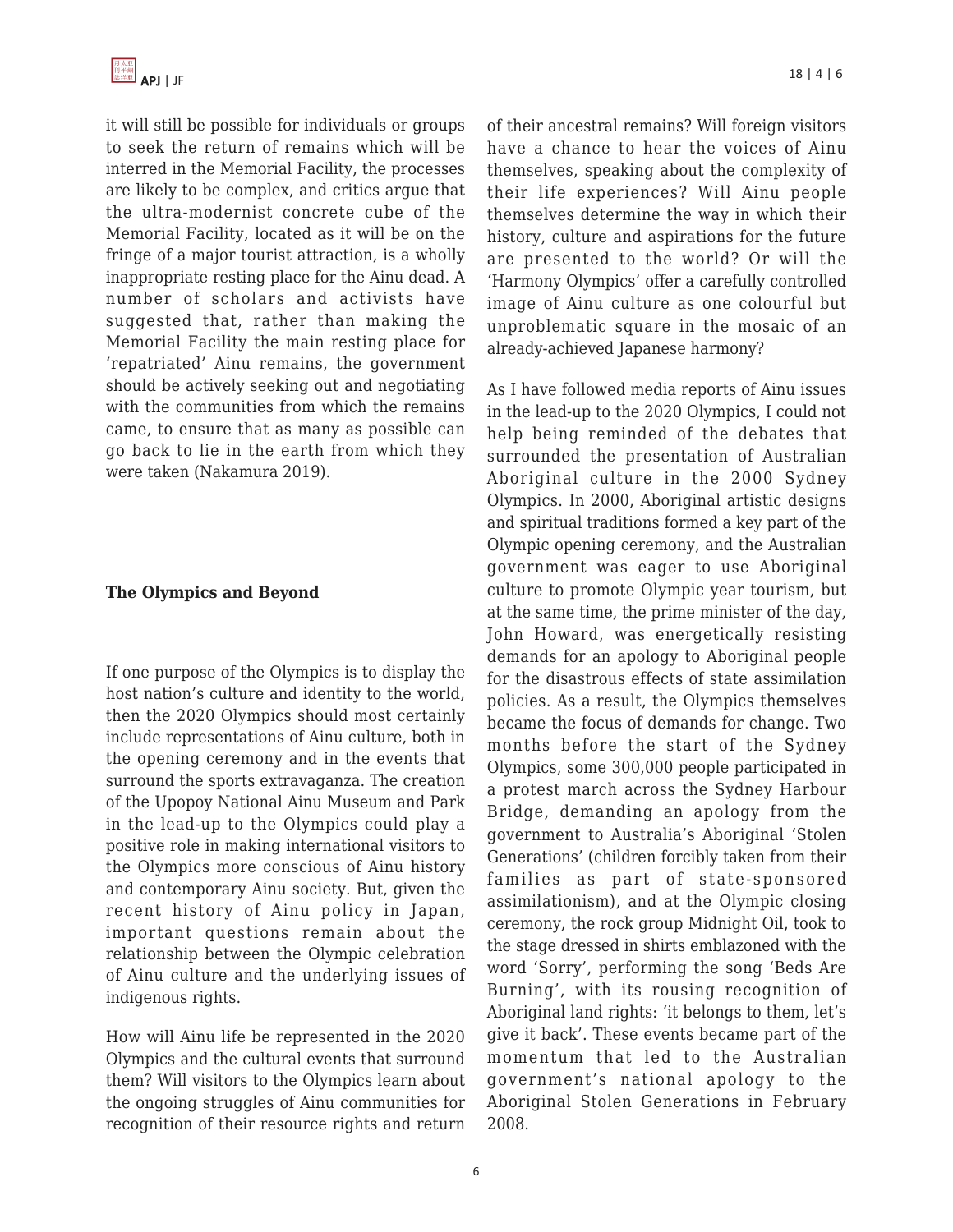it will still be possible for individuals or groups to seek the return of remains which will be interred in the Memorial Facility, the processes are likely to be complex, and critics argue that the ultra-modernist concrete cube of the Memorial Facility, located as it will be on the fringe of a major tourist attraction, is a wholly inappropriate resting place for the Ainu dead. A number of scholars and activists have suggested that, rather than making the Memorial Facility the main resting place for 'repatriated' Ainu remains, the government should be actively seeking out and negotiating with the communities from which the remains came, to ensure that as many as possible can go back to lie in the earth from which they were taken (Nakamura 2019).

## The Olympics and Beyond

If one purpose of the Olympics is to display the host nation's culture and identity to the world, then the 2020 Olympics should most certainly include representations of Ainu culture, both in the opening ceremony and in the events that surround the sports extravaganza. The creation of the Upopoy National Ainu Museum and Park in the lead-up to the Olympics could play a positive role in making international visitors to the Olympics more conscious of Ainu history and contemporary Ainu society. But, given the recent history of Ainu policy in Japan, important questions remain about the relationship between the Olympic celebration of Ainu culture and the underlying issues of indigenous rights.

How will Ainu life be represented in the 2020 Olympics and the cultural events that surround them? Will visitors to the Olympics learn about the ongoing struggles of Ainu communities for recognition of their resource rights and return of their ancestral remains? Will foreign visitors have a chance to hear the voices of Ainu themselves, speaking about the complexity of their life experiences? Will Ainu people themselves determine the way in which their history, culture and aspirations for the future are presented to the world? Or will the 'Harmony Olympics' offer a carefully controlled image of Ainu culture as one colourful but unproblematic square in the mosaic of an already-achieved Japanese harmony?

As I have followed media reports of Ainu issues in the lead-up to the 2020 Olympics, I could not help being reminded of the debates that surrounded the presentation of Australian Aboriginal culture in the 2000 Sydney Olympics. In 2000, Aboriginal artistic designs and spiritual traditions formed a key part of the Olympic opening ceremony, and the Australian government was eager to use Aboriginal culture to promote Olympic year tourism, but at the same time, the prime minister of the day, John Howard, was energetically resisting demands for an apology to Aboriginal people for the disastrous effects of state assimilation policies. As a result, the Olympics themselves became the focus of demands for change. Two months before the start of the Sydney Olympics, some 300,000 people participated in a protest march across the Sydney Harbour Bridge, demanding an apology from the government to Australia's Aboriginal 'Stolen Generations' (children forcibly taken from their families as part of state-sponsored assimilationism), and at the Olympic closing ceremony, the rock group Midnight Oil, took to the stage dressed in shirts emblazoned with the word 'Sorry', performing the song 'Beds Are Burning', with its rousing recognition of Aboriginal land rights: 'it belongs to them, let's give it back'. These events became part of the momentum that led to the Australian government's national apology to the Aboriginal Stolen Generations in February 2008.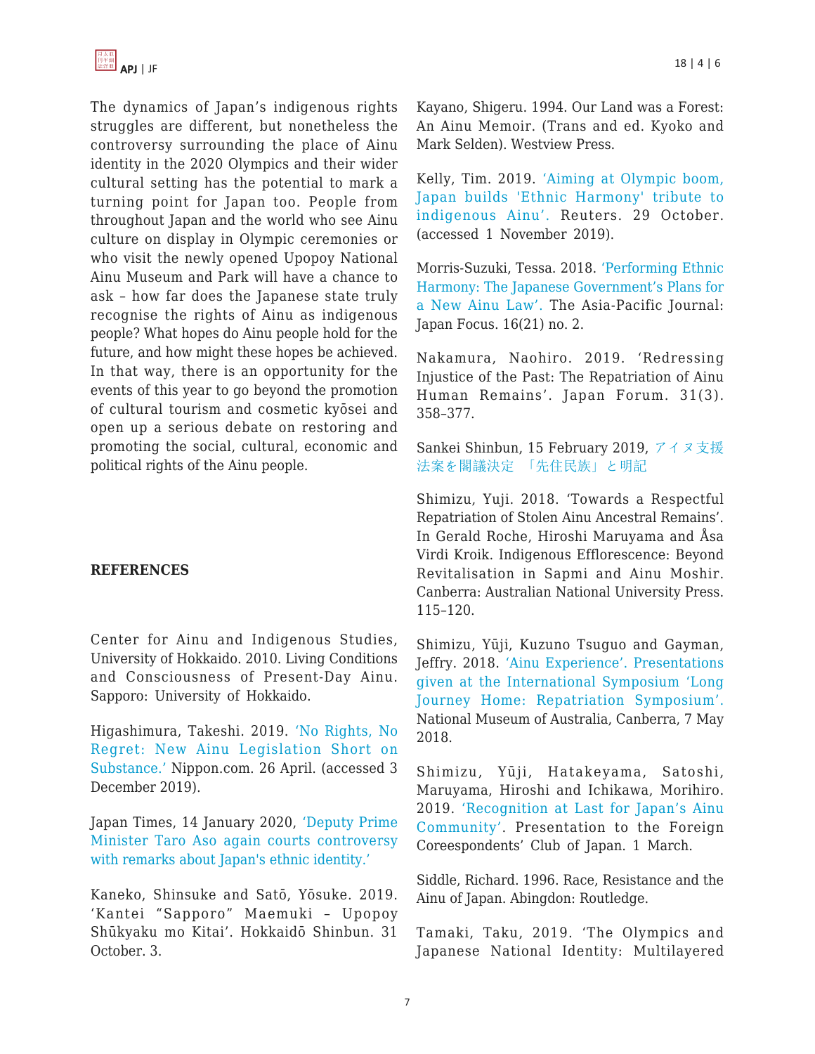The dynamics of Japan's indigenous rights struggles are different, but nonetheless the controversy surrounding the place of Ainu identity in the 2020 Olympics and their wider cultural setting has the potential to mark a turning point for Japan too. People from throughout Japan and the world who see Ainu culture on display in Olympic ceremonies or who visit the newly opened Upopoy National Ainu Museum and Park will have a chance to ask – how far does the Japanese state truly recognise the rights of Ainu as indigenous people? What hopes do Ainu people hold for the future, and how might these hopes be achieved. In that way, there is an opportunity for the events of this year to go beyond the promotion of cultural tourism and cosmetic kyōsei and open up a serious debate on restoring and promoting the social, cultural, economic and political rights of the Ainu people.

## REFERENCES

Center for Ainu and Indigenous Studies, University of Hokkaido. 2010. Living Conditions and Consciousness of Present-Day Ainu. Sapporo: University of Hokkaido.

Higashimura, Takeshi. 2019. 'No Rights, No Regret: New Ainu Legislation Short on Substance.' Nippon.com. 26 April. (accessed 3 December 2019).

Japan Times, 14 January 2020, 'Deputy Prime Minister Taro Aso again courts controversy with remarks about Japan's ethnic identity.'

Kaneko, Shinsuke and Satō, Yōsuke. 2019. 'Kantei "Sapporo" Maemuki – Upopoy Shūkyaku mo Kitai'. Hokkaidō Shinbun. 31 October. 3.

Kayano, Shigeru. 1994. Our Land was a Forest: An Ainu Memoir. (Trans and ed. Kyoko and Mark Selden). Westview Press.

Kelly, Tim. 2019. 'Aiming at Olympic boom, Japan builds 'Ethnic Harmony' tribute to indigenous Ainu'. Reuters. 29 October. (accessed 1 November 2019).

Morris-Suzuki, Tessa. 2018. 'Performing Ethnic Harmony: The Japanese Government's Plans for a New Ainu Law'. The Asia-Pacific Journal: Japan Focus. 16(21) no. 2.

Nakamura, Naohiro. 2019. 'Redressing Injustice of the Past: The Repatriation of Ainu Human Remains'. Japan Forum. 31(3). 358–377.

Sankei Shinbun, 15 February 2019, アイヌ支援法案を閣議決定　「先住民族」と明記

Shimizu, Yuji. 2018. 'Towards a Respectful Repatriation of Stolen Ainu Ancestral Remains'. In Gerald Roche, Hiroshi Maruyama and Åsa Virdi Kroik. Indigenous Efflorescence: Beyond Revitalisation in Sapmi and Ainu Moshir. Canberra: Australian National University Press. 115–120.

Shimizu, Yūji, Kuzuno Tsuguo and Gayman, Jeffry. 2018. 'Ainu Experience'. Presentations given at the International Symposium 'Long Journey Home: Repatriation Symposium'. National Museum of Australia, Canberra, 7 May 2018.

Shimizu, Yūji, Hatakeyama, Satoshi, Maruyama, Hiroshi and Ichikawa, Morihiro. 2019. 'Recognition at Last for Japan's Ainu Community'. Presentation to the Foreign Coreespondents' Club of Japan. 1 March.

Siddle, Richard. 1996. Race, Resistance and the Ainu of Japan. Abingdon: Routledge.

Tamaki, Taku, 2019. 'The Olympics and Japanese National Identity: Multilayered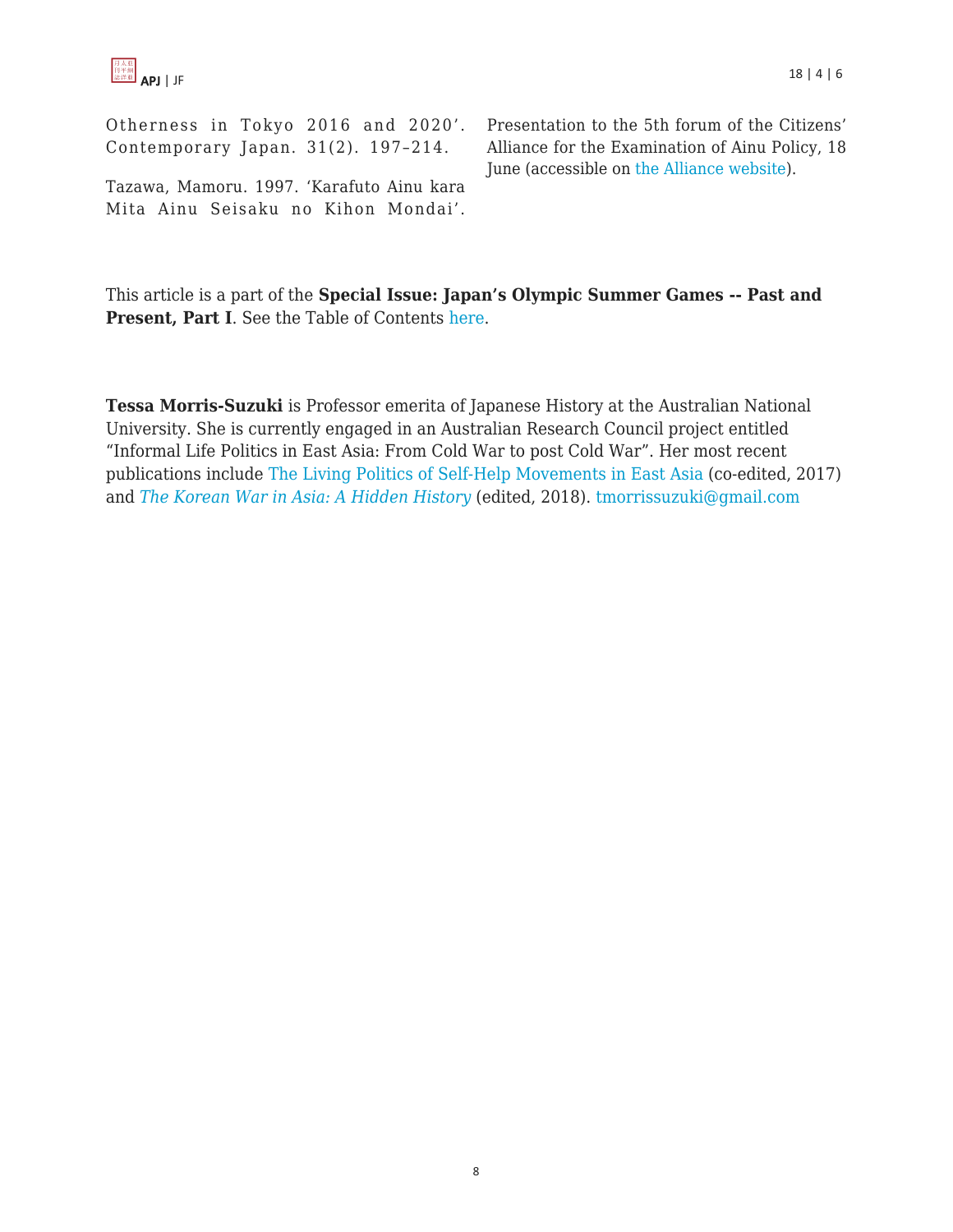Otherness in Tokyo 2016 and 2020'. Contemporary Japan. 31(2). 197–214.

Tazawa, Mamoru. 1997. 'Karafuto Ainu kara Mita Ainu Seisaku no Kihon Mondai'. Presentation to the 5th forum of the Citizens' Alliance for the Examination of Ainu Policy, 18 June (accessible on the Alliance website).

This article is a part of the **Special Issue: Japan's Olympic Summer Games -- Past and Present, Part I**. See the Table of Contents here.

**Tessa Morris-Suzuki** is Professor emerita of Japanese History at the Australian National University. She is currently engaged in an Australian Research Council project entitled "Informal Life Politics in East Asia: From Cold War to post Cold War". Her most recent publications include The Living Politics of Self-Help Movements in East Asia (co-edited, 2017) and *The Korean War in Asia: A Hidden History* (edited, 2018). tmorrissuzuki@gmail.com